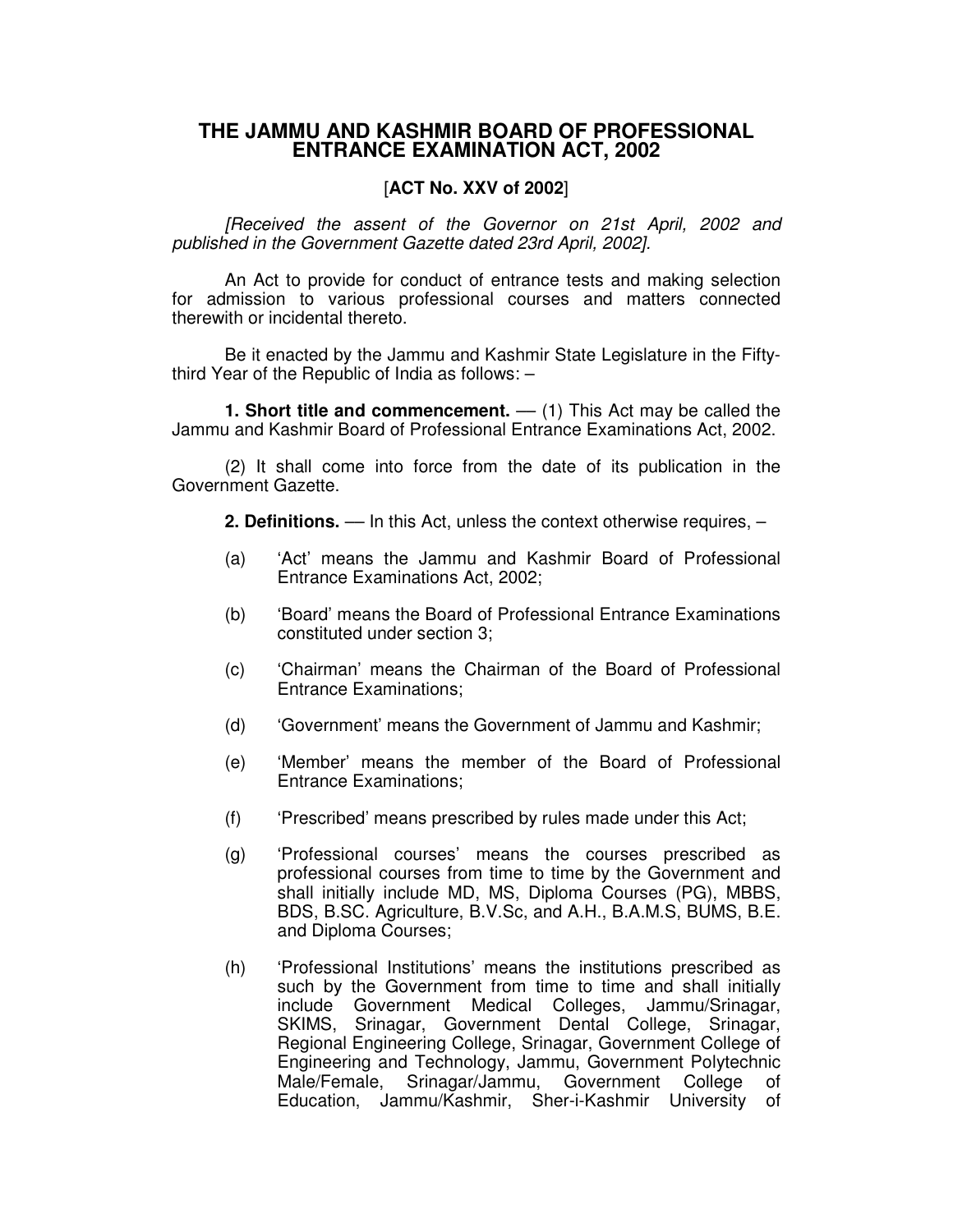# THE JAMMU AND KASHMIR BOARD OF PROFESSIONAL ENTRANCE EXAMINATION ACT, 2002

[**ACT No. XXV of 2002**]

*[Received the assent of the Governor on 21st April, 2002 and published in the Government Gazette dated 23rd April, 2002]*.

An Act to provide for conduct of entrance tests and making selection for admission to various professional courses and matters connected therewith or incidental thereto.

Be it enacted by the Jammu and Kashmir State Legislature in the Fifty-third Year of the Republic of India as follows: –

**1. Short title and commencement.** — (1) This Act may be called the Jammu and Kashmir Board of Professional Entrance Examinations Act, 2002.

(2) It shall come into force from the date of its publication in the Government Gazette.

**2. Definitions.** — In this Act, unless the context otherwise requires, –

(a) 'Act' means the Jammu and Kashmir Board of Professional Entrance Examinations Act, 2002;

(b) 'Board' means the Board of Professional Entrance Examinations constituted under section 3;

(c) 'Chairman' means the Chairman of the Board of Professional Entrance Examinations;

(d) 'Government' means the Government of Jammu and Kashmir;

(e) 'Member' means the member of the Board of Professional Entrance Examinations;

(f) 'Prescribed' means prescribed by rules made under this Act;

(g) 'Professional courses' means the courses prescribed as professional courses from time to time by the Government and shall initially include MD, MS, Diploma Courses (PG), MBBS, BDS, B.SC. Agriculture, B.V.Sc, and A.H., B.A.M.S, BUMS, B.E. and Diploma Courses;

(h) 'Professional Institutions' means the institutions prescribed as such by the Government from time to time and shall initially include Government Medical Colleges, Jammu/Srinagar, SKIMS, Srinagar, Government Dental College, Srinagar, Regional Engineering College, Srinagar, Government College of Engineering and Technology, Jammu, Government Polytechnic Male/Female, Srinagar/Jammu, Government College of Education, Jammu/Kashmir, Sher-i-Kashmir University of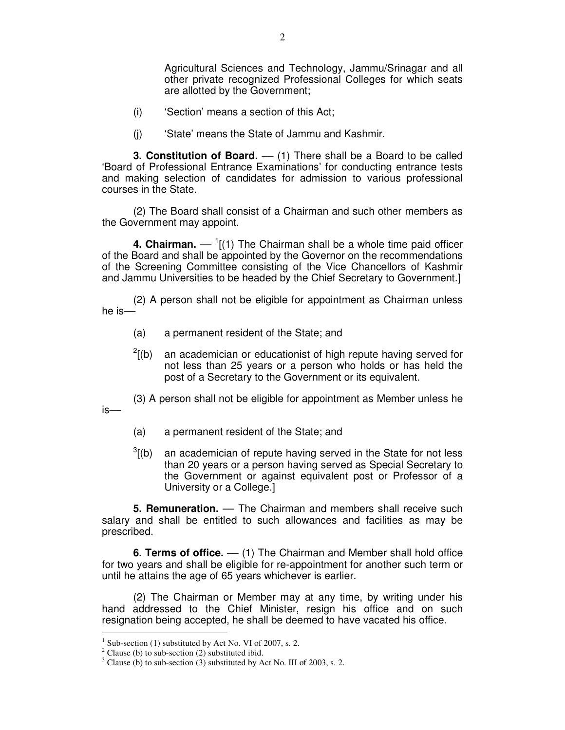Agricultural Sciences and Technology, Jammu/Srinagar and all other private recognized Professional Colleges for which seats are allotted by the Government;

(i) 'Section' means a section of this Act;

(j) 'State' means the State of Jammu and Kashmir.

**3. Constitution of Board.** — (1) There shall be a Board to be called 'Board of Professional Entrance Examinations' for conducting entrance tests and making selection of candidates for admission to various professional courses in the State.

(2) The Board shall consist of a Chairman and such other members as the Government may appoint.

**4. Chairman.** — [1][(1) The Chairman shall be a whole time paid officer of the Board and shall be appointed by the Governor on the recommendations of the Screening Committee consisting of the Vice Chancellors of Kashmir and Jammu Universities to be headed by the Chief Secretary to Government.]

(2) A person shall not be eligible for appointment as Chairman unless he is—

(a) a permanent resident of the State; and

[2][(b) an academician or educationist of high repute having served for not less than 25 years or a person who holds or has held the post of a Secretary to the Government or its equivalent.

(3) A person shall not be eligible for appointment as Member unless he is—

(a) a permanent resident of the State; and

[3][(b) an academician of repute having served in the State for not less than 20 years or a person having served as Special Secretary to the Government or against equivalent post or Professor of a University or a College.]

**5. Remuneration.** — The Chairman and members shall receive such salary and shall be entitled to such allowances and facilities as may be prescribed.

**6. Terms of office.** — (1) The Chairman and Member shall hold office for two years and shall be eligible for re-appointment for another such term or until he attains the age of 65 years whichever is earlier.

(2) The Chairman or Member may at any time, by writing under his hand addressed to the Chief Minister, resign his office and on such resignation being accepted, he shall be deemed to have vacated his office.

---

[1] Sub-section (1) substituted by Act No. VI of 2007, s. 2.

[2] Clause (b) to sub-section (2) substituted ibid.

[3] Clause (b) to sub-section (3) substituted by Act No. III of 2003, s. 2.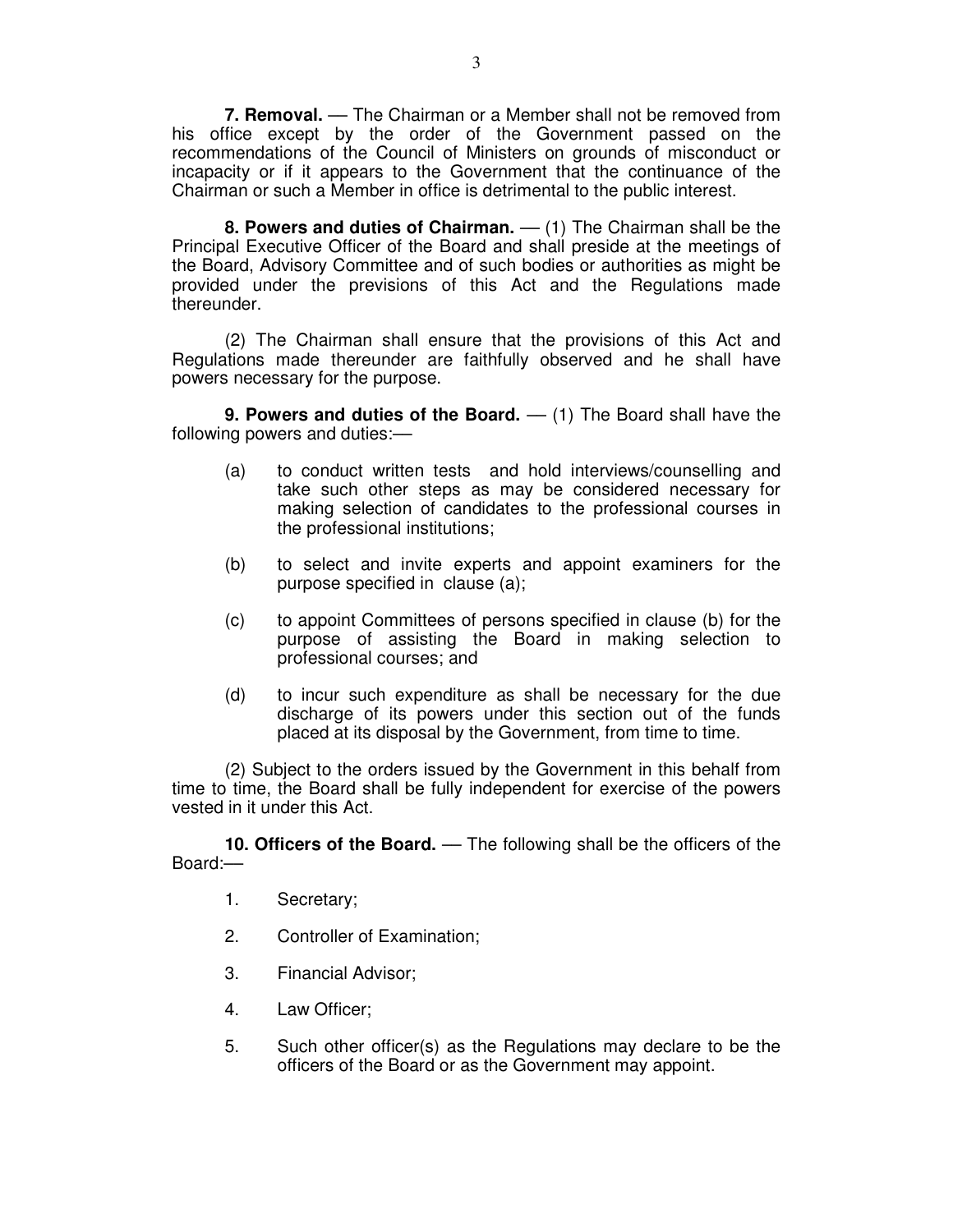**7. Removal.** — The Chairman or a Member shall not be removed from his office except by the order of the Government passed on the recommendations of the Council of Ministers on grounds of misconduct or incapacity or if it appears to the Government that the continuance of the Chairman or such a Member in office is detrimental to the public interest.

**8. Powers and duties of Chairman.** — (1) The Chairman shall be the Principal Executive Officer of the Board and shall preside at the meetings of the Board, Advisory Committee and of such bodies or authorities as might be provided under the previsions of this Act and the Regulations made thereunder.

(2) The Chairman shall ensure that the provisions of this Act and Regulations made thereunder are faithfully observed and he shall have powers necessary for the purpose.

**9. Powers and duties of the Board.** — (1) The Board shall have the following powers and duties:—

(a) to conduct written tests and hold interviews/counselling and take such other steps as may be considered necessary for making selection of candidates to the professional courses in the professional institutions;

(b) to select and invite experts and appoint examiners for the purpose specified in clause (a);

(c) to appoint Committees of persons specified in clause (b) for the purpose of assisting the Board in making selection to professional courses; and

(d) to incur such expenditure as shall be necessary for the due discharge of its powers under this section out of the funds placed at its disposal by the Government, from time to time.

(2) Subject to the orders issued by the Government in this behalf from time to time, the Board shall be fully independent for exercise of the powers vested in it under this Act.

**10. Officers of the Board.** — The following shall be the officers of the Board:—

1. Secretary;
2. Controller of Examination;
3. Financial Advisor;
4. Law Officer;
5. Such other officer(s) as the Regulations may declare to be the officers of the Board or as the Government may appoint.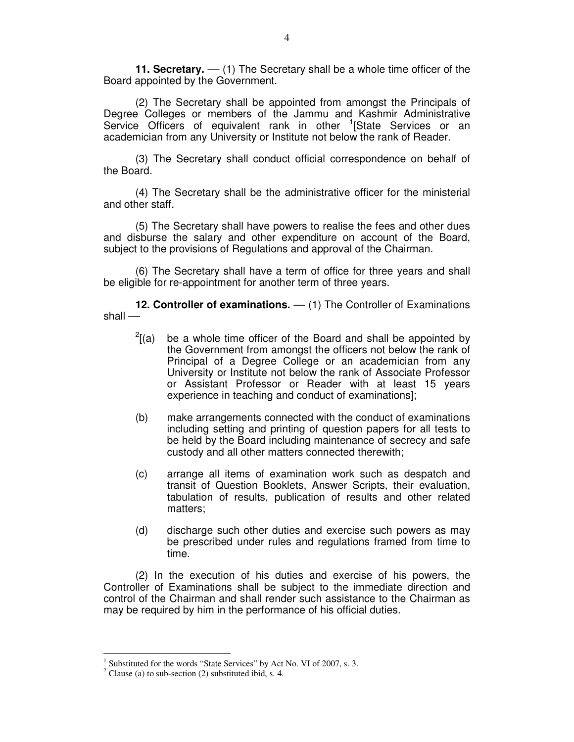**11. Secretary.** — (1) The Secretary shall be a whole time officer of the Board appointed by the Government.

(2) The Secretary shall be appointed from amongst the Principals of Degree Colleges or members of the Jammu and Kashmir Administrative Service Officers of equivalent rank in other [1][State Services or an academician from any University or Institute not below the rank of Reader.

(3) The Secretary shall conduct official correspondence on behalf of the Board.

(4) The Secretary shall be the administrative officer for the ministerial and other staff.

(5) The Secretary shall have powers to realise the fees and other dues and disburse the salary and other expenditure on account of the Board, subject to the provisions of Regulations and approval of the Chairman.

(6) The Secretary shall have a term of office for three years and shall be eligible for re-appointment for another term of three years.

**12. Controller of examinations.** — (1) The Controller of Examinations shall —

[2][(a) be a whole time officer of the Board and shall be appointed by the Government from amongst the officers not below the rank of Principal of a Degree College or an academician from any University or Institute not below the rank of Associate Professor or Assistant Professor or Reader with at least 15 years experience in teaching and conduct of examinations];

(b) make arrangements connected with the conduct of examinations including setting and printing of question papers for all tests to be held by the Board including maintenance of secrecy and safe custody and all other matters connected therewith;

(c) arrange all items of examination work such as despatch and transit of Question Booklets, Answer Scripts, their evaluation, tabulation of results, publication of results and other related matters;

(d) discharge such other duties and exercise such powers as may be prescribed under rules and regulations framed from time to time.

(2) In the execution of his duties and exercise of his powers, the Controller of Examinations shall be subject to the immediate direction and control of the Chairman and shall render such assistance to the Chairman as may be required by him in the performance of his official duties.

---

[1] Substituted for the words "State Services" by Act No. VI of 2007, s. 3.

[2] Clause (a) to sub-section (2) substituted ibid, s. 4.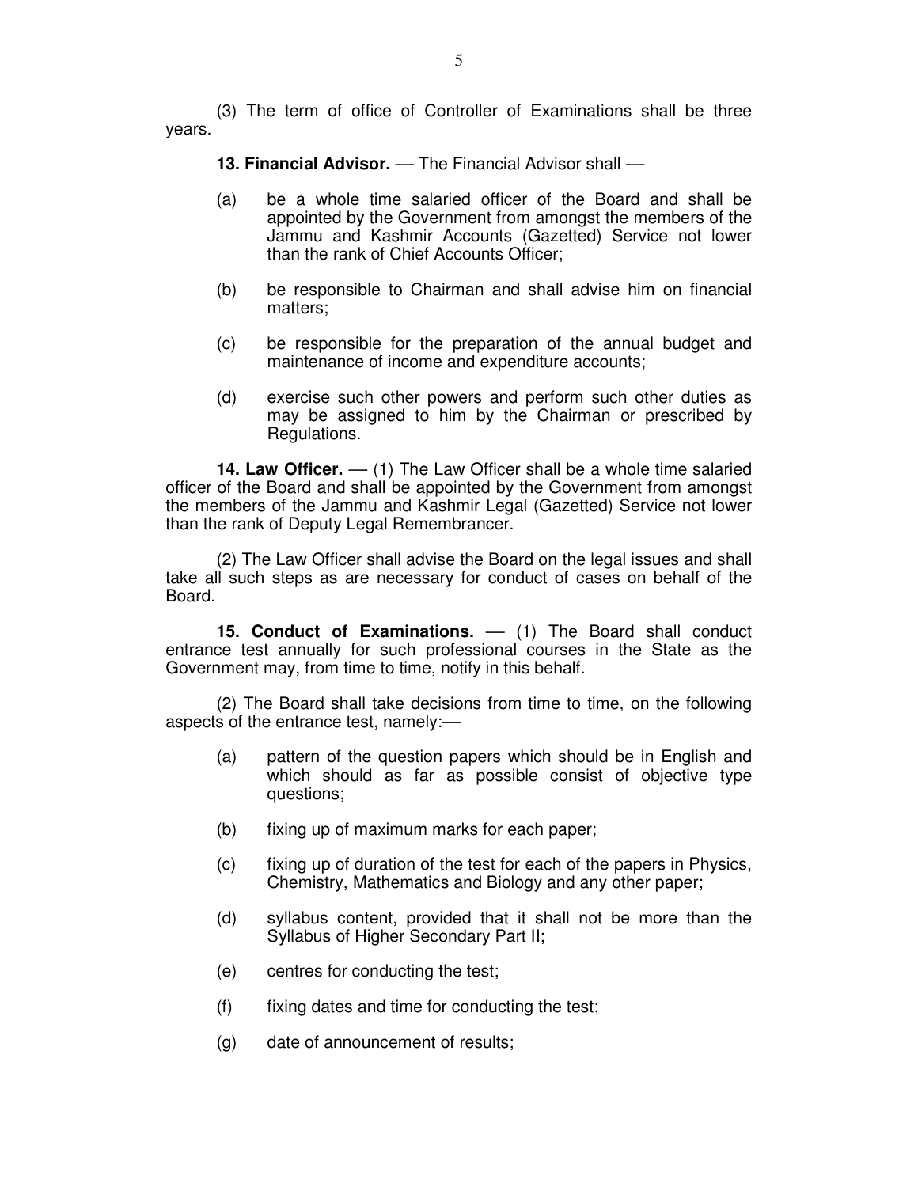(3) The term of office of Controller of Examinations shall be three years.

**13. Financial Advisor.** — The Financial Advisor shall —

(a) be a whole time salaried officer of the Board and shall be appointed by the Government from amongst the members of the Jammu and Kashmir Accounts (Gazetted) Service not lower than the rank of Chief Accounts Officer;

(b) be responsible to Chairman and shall advise him on financial matters;

(c) be responsible for the preparation of the annual budget and maintenance of income and expenditure accounts;

(d) exercise such other powers and perform such other duties as may be assigned to him by the Chairman or prescribed by Regulations.

**14. Law Officer.** — (1) The Law Officer shall be a whole time salaried officer of the Board and shall be appointed by the Government from amongst the members of the Jammu and Kashmir Legal (Gazetted) Service not lower than the rank of Deputy Legal Remembrancer.

(2) The Law Officer shall advise the Board on the legal issues and shall take all such steps as are necessary for conduct of cases on behalf of the Board.

**15. Conduct of Examinations.** — (1) The Board shall conduct entrance test annually for such professional courses in the State as the Government may, from time to time, notify in this behalf.

(2) The Board shall take decisions from time to time, on the following aspects of the entrance test, namely:—

(a) pattern of the question papers which should be in English and which should as far as possible consist of objective type questions;

(b) fixing up of maximum marks for each paper;

(c) fixing up of duration of the test for each of the papers in Physics, Chemistry, Mathematics and Biology and any other paper;

(d) syllabus content, provided that it shall not be more than the Syllabus of Higher Secondary Part II;

(e) centres for conducting the test;

(f) fixing dates and time for conducting the test;

(g) date of announcement of results;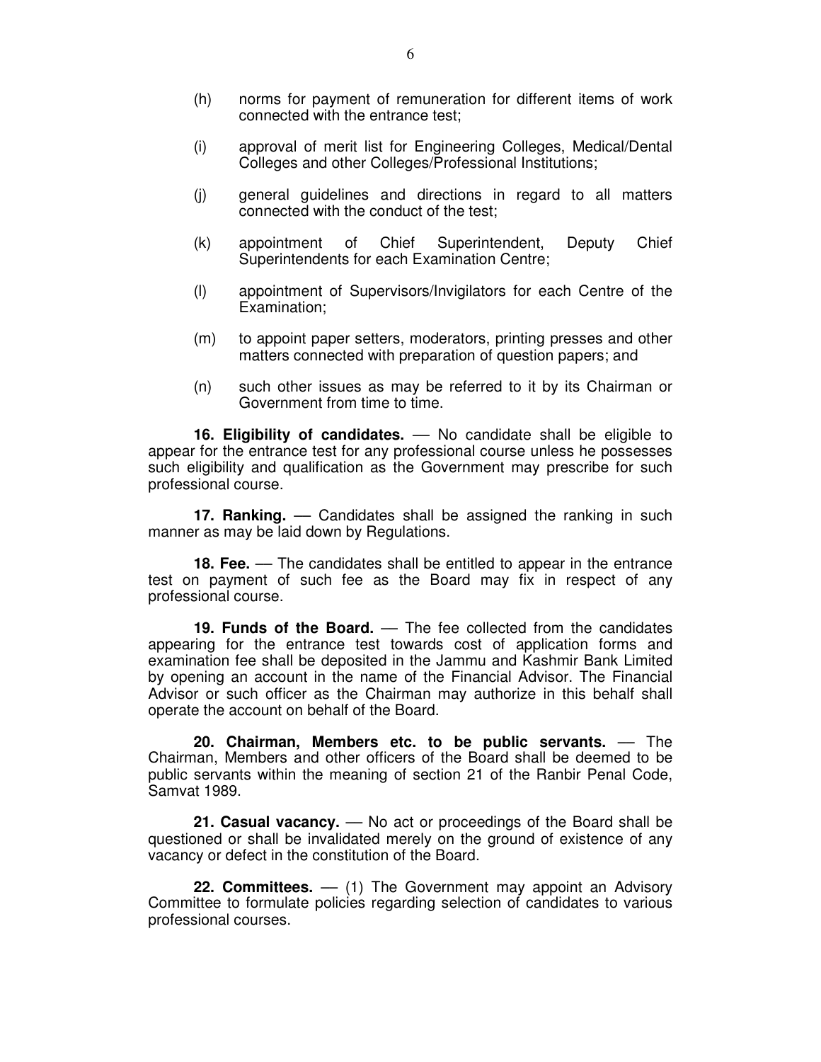(h) norms for payment of remuneration for different items of work connected with the entrance test;

(i) approval of merit list for Engineering Colleges, Medical/Dental Colleges and other Colleges/Professional Institutions;

(j) general guidelines and directions in regard to all matters connected with the conduct of the test;

(k) appointment of Chief Superintendent, Deputy Chief Superintendents for each Examination Centre;

(l) appointment of Supervisors/Invigilators for each Centre of the Examination;

(m) to appoint paper setters, moderators, printing presses and other matters connected with preparation of question papers; and

(n) such other issues as may be referred to it by its Chairman or Government from time to time.

**16. Eligibility of candidates.** — No candidate shall be eligible to appear for the entrance test for any professional course unless he possesses such eligibility and qualification as the Government may prescribe for such professional course.

**17. Ranking.** — Candidates shall be assigned the ranking in such manner as may be laid down by Regulations.

**18. Fee.** — The candidates shall be entitled to appear in the entrance test on payment of such fee as the Board may fix in respect of any professional course.

**19. Funds of the Board.** — The fee collected from the candidates appearing for the entrance test towards cost of application forms and examination fee shall be deposited in the Jammu and Kashmir Bank Limited by opening an account in the name of the Financial Advisor. The Financial Advisor or such officer as the Chairman may authorize in this behalf shall operate the account on behalf of the Board.

**20. Chairman, Members etc. to be public servants.** — The Chairman, Members and other officers of the Board shall be deemed to be public servants within the meaning of section 21 of the Ranbir Penal Code, Samvat 1989.

**21. Casual vacancy.** — No act or proceedings of the Board shall be questioned or shall be invalidated merely on the ground of existence of any vacancy or defect in the constitution of the Board.

**22. Committees.** — (1) The Government may appoint an Advisory Committee to formulate policies regarding selection of candidates to various professional courses.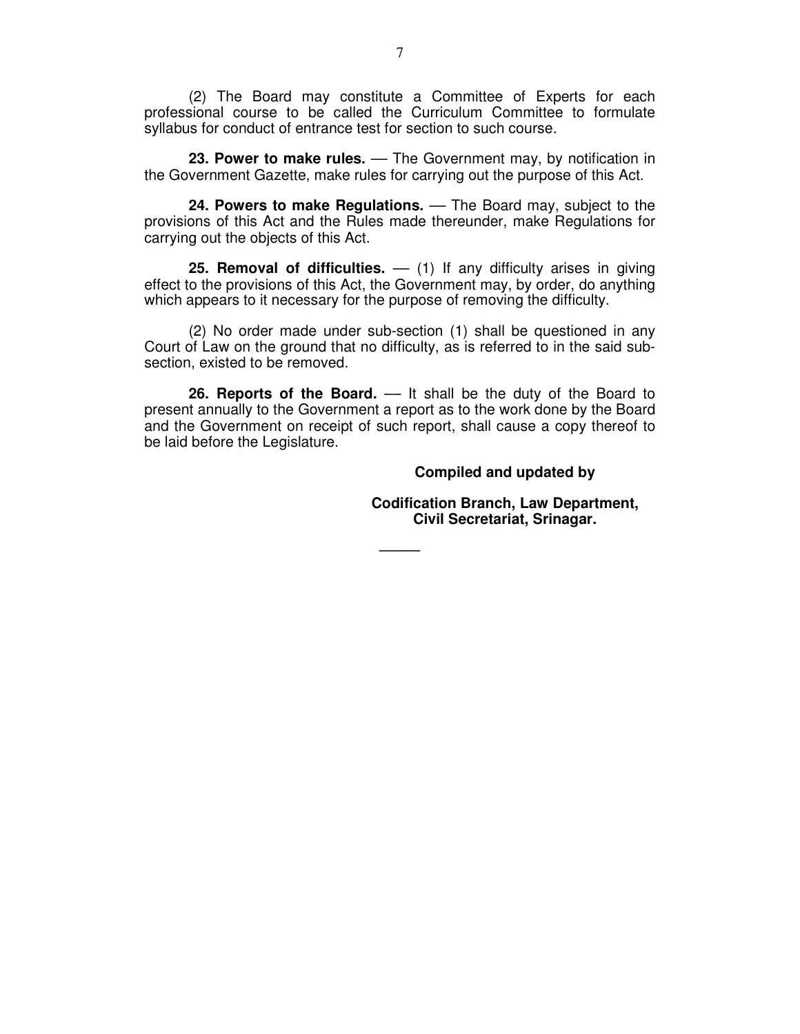(2) The Board may constitute a Committee of Experts for each professional course to be called the Curriculum Committee to formulate syllabus for conduct of entrance test for section to such course.

**23. Power to make rules.** –– The Government may, by notification in the Government Gazette, make rules for carrying out the purpose of this Act.

**24. Powers to make Regulations.** –– The Board may, subject to the provisions of this Act and the Rules made thereunder, make Regulations for carrying out the objects of this Act.

**25. Removal of difficulties.** –– (1) If any difficulty arises in giving effect to the provisions of this Act, the Government may, by order, do anything which appears to it necessary for the purpose of removing the difficulty.

(2) No order made under sub-section (1) shall be questioned in any Court of Law on the ground that no difficulty, as is referred to in the said sub-section, existed to be removed.

**26. Reports of the Board.** –– It shall be the duty of the Board to present annually to the Government a report as to the work done by the Board and the Government on receipt of such report, shall cause a copy thereof to be laid before the Legislature.

**Compiled and updated by**

**Codification Branch, Law Department,**
**Civil Secretariat, Srinagar.**

———